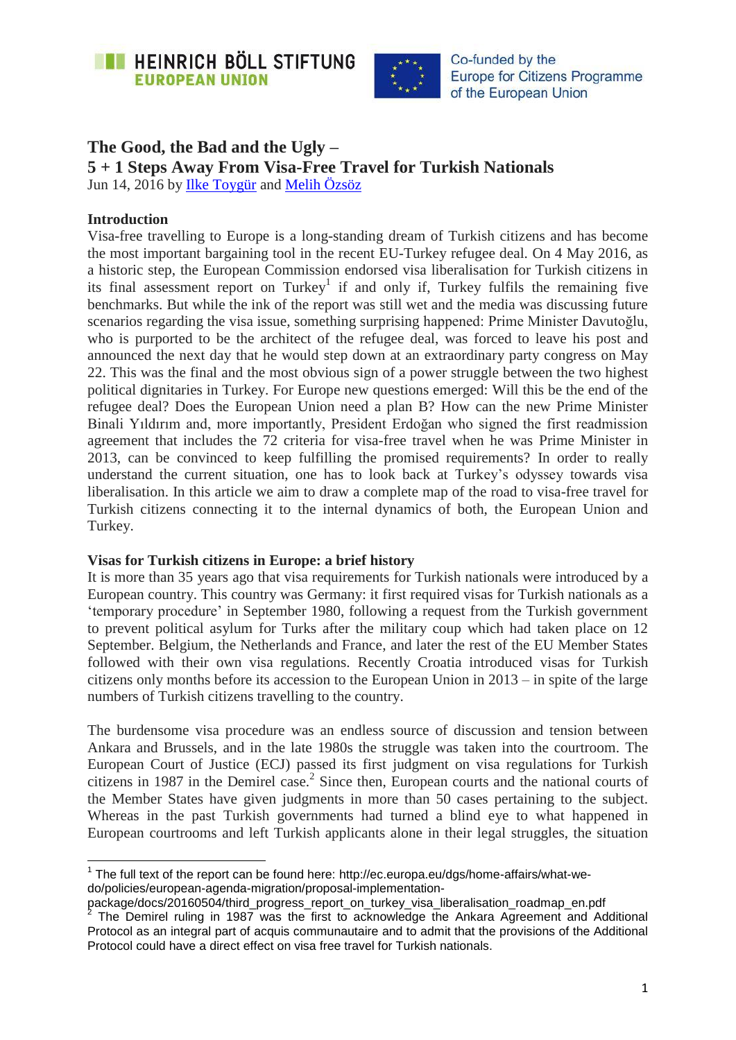HEINRICH BÖLL STIFTUNG
EUROPEAN UNION

Co-funded by the Europe for Citizens Programme of the European Union

# The Good, the Bad and the Ugly – 5 + 1 Steps Away From Visa-Free Travel for Turkish Nationals

Jun 14, 2016 by [Ilke Toygür]() and [Melih Özsöz]()

## Introduction

Visa-free travelling to Europe is a long-standing dream of Turkish citizens and has become the most important bargaining tool in the recent EU-Turkey refugee deal. On 4 May 2016, as a historic step, the European Commission endorsed visa liberalisation for Turkish citizens in its final assessment report on Turkey[1] if and only if, Turkey fulfils the remaining five benchmarks. But while the ink of the report was still wet and the media was discussing future scenarios regarding the visa issue, something surprising happened: Prime Minister Davutoğlu, who is purported to be the architect of the refugee deal, was forced to leave his post and announced the next day that he would step down at an extraordinary party congress on May 22. This was the final and the most obvious sign of a power struggle between the two highest political dignitaries in Turkey. For Europe new questions emerged: Will this be the end of the refugee deal? Does the European Union need a plan B? How can the new Prime Minister Binali Yıldırım and, more importantly, President Erdoğan who signed the first readmission agreement that includes the 72 criteria for visa-free travel when he was Prime Minister in 2013, can be convinced to keep fulfilling the promised requirements? In order to really understand the current situation, one has to look back at Turkey's odyssey towards visa liberalisation. In this article we aim to draw a complete map of the road to visa-free travel for Turkish citizens connecting it to the internal dynamics of both, the European Union and Turkey.

## Visas for Turkish citizens in Europe: a brief history

It is more than 35 years ago that visa requirements for Turkish nationals were introduced by a European country. This country was Germany: it first required visas for Turkish nationals as a 'temporary procedure' in September 1980, following a request from the Turkish government to prevent political asylum for Turks after the military coup which had taken place on 12 September. Belgium, the Netherlands and France, and later the rest of the EU Member States followed with their own visa regulations. Recently Croatia introduced visas for Turkish citizens only months before its accession to the European Union in 2013 – in spite of the large numbers of Turkish citizens travelling to the country.

The burdensome visa procedure was an endless source of discussion and tension between Ankara and Brussels, and in the late 1980s the struggle was taken into the courtroom. The European Court of Justice (ECJ) passed its first judgment on visa regulations for Turkish citizens in 1987 in the Demirel case.[2] Since then, European courts and the national courts of the Member States have given judgments in more than 50 cases pertaining to the subject. Whereas in the past Turkish governments had turned a blind eye to what happened in European courtrooms and left Turkish applicants alone in their legal struggles, the situation

---

[1] The full text of the report can be found here: http://ec.europa.eu/dgs/home-affairs/what-we-do/policies/european-agenda-migration/proposal-implementation-package/docs/20160504/third_progress_report_on_turkey_visa_liberalisation_roadmap_en.pdf

[2] The Demirel ruling in 1987 was the first to acknowledge the Ankara Agreement and Additional Protocol as an integral part of acquis communautaire and to admit that the provisions of the Additional Protocol could have a direct effect on visa free travel for Turkish nationals.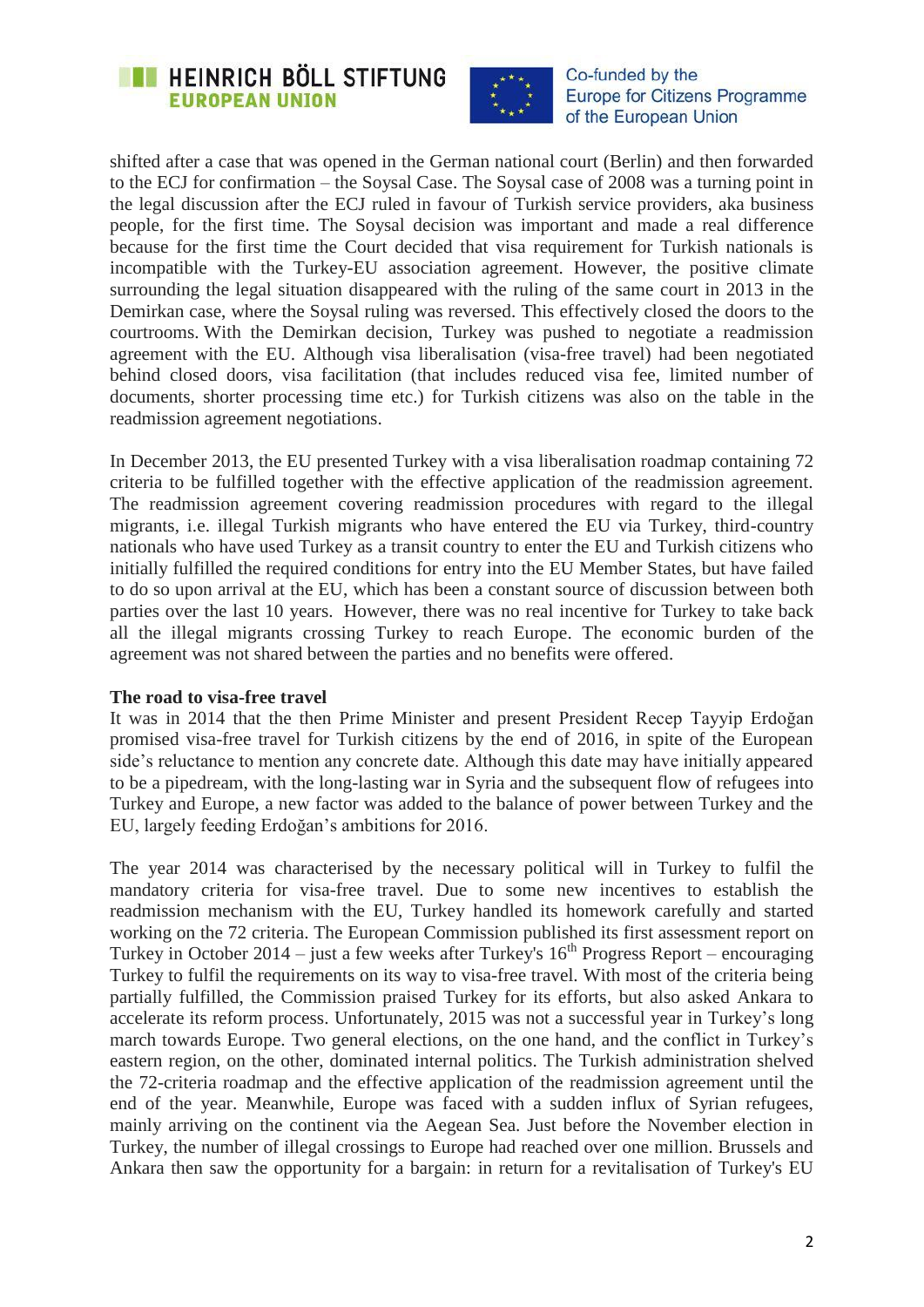shifted after a case that was opened in the German national court (Berlin) and then forwarded to the ECJ for confirmation – the Soysal Case. The Soysal case of 2008 was a turning point in the legal discussion after the ECJ ruled in favour of Turkish service providers, aka business people, for the first time. The Soysal decision was important and made a real difference because for the first time the Court decided that visa requirement for Turkish nationals is incompatible with the Turkey-EU association agreement. However, the positive climate surrounding the legal situation disappeared with the ruling of the same court in 2013 in the Demirkan case, where the Soysal ruling was reversed. This effectively closed the doors to the courtrooms. With the Demirkan decision, Turkey was pushed to negotiate a readmission agreement with the EU. Although visa liberalisation (visa-free travel) had been negotiated behind closed doors, visa facilitation (that includes reduced visa fee, limited number of documents, shorter processing time etc.) for Turkish citizens was also on the table in the readmission agreement negotiations.

In December 2013, the EU presented Turkey with a visa liberalisation roadmap containing 72 criteria to be fulfilled together with the effective application of the readmission agreement. The readmission agreement covering readmission procedures with regard to the illegal migrants, i.e. illegal Turkish migrants who have entered the EU via Turkey, third-country nationals who have used Turkey as a transit country to enter the EU and Turkish citizens who initially fulfilled the required conditions for entry into the EU Member States, but have failed to do so upon arrival at the EU, which has been a constant source of discussion between both parties over the last 10 years. However, there was no real incentive for Turkey to take back all the illegal migrants crossing Turkey to reach Europe. The economic burden of the agreement was not shared between the parties and no benefits were offered.

**The road to visa-free travel**

It was in 2014 that the then Prime Minister and present President Recep Tayyip Erdoğan promised visa-free travel for Turkish citizens by the end of 2016, in spite of the European side's reluctance to mention any concrete date. Although this date may have initially appeared to be a pipedream, with the long-lasting war in Syria and the subsequent flow of refugees into Turkey and Europe, a new factor was added to the balance of power between Turkey and the EU, largely feeding Erdoğan's ambitions for 2016.

The year 2014 was characterised by the necessary political will in Turkey to fulfil the mandatory criteria for visa-free travel. Due to some new incentives to establish the readmission mechanism with the EU, Turkey handled its homework carefully and started working on the 72 criteria. The European Commission published its first assessment report on Turkey in October 2014 – just a few weeks after Turkey's 16th Progress Report – encouraging Turkey to fulfil the requirements on its way to visa-free travel. With most of the criteria being partially fulfilled, the Commission praised Turkey for its efforts, but also asked Ankara to accelerate its reform process. Unfortunately, 2015 was not a successful year in Turkey's long march towards Europe. Two general elections, on the one hand, and the conflict in Turkey's eastern region, on the other, dominated internal politics. The Turkish administration shelved the 72-criteria roadmap and the effective application of the readmission agreement until the end of the year. Meanwhile, Europe was faced with a sudden influx of Syrian refugees, mainly arriving on the continent via the Aegean Sea. Just before the November election in Turkey, the number of illegal crossings to Europe had reached over one million. Brussels and Ankara then saw the opportunity for a bargain: in return for a revitalisation of Turkey's EU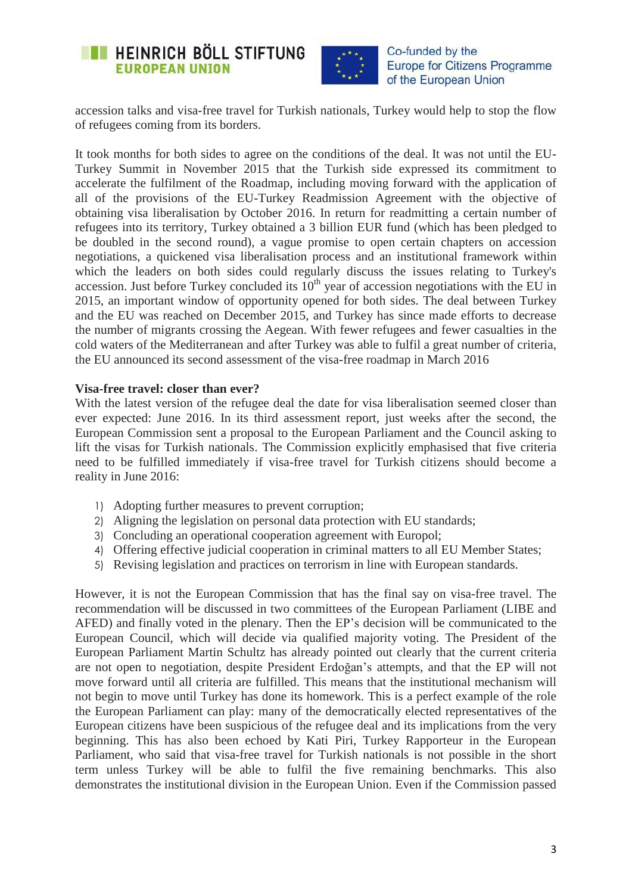accession talks and visa-free travel for Turkish nationals, Turkey would help to stop the flow of refugees coming from its borders.

It took months for both sides to agree on the conditions of the deal. It was not until the EU-Turkey Summit in November 2015 that the Turkish side expressed its commitment to accelerate the fulfilment of the Roadmap, including moving forward with the application of all of the provisions of the EU-Turkey Readmission Agreement with the objective of obtaining visa liberalisation by October 2016. In return for readmitting a certain number of refugees into its territory, Turkey obtained a 3 billion EUR fund (which has been pledged to be doubled in the second round), a vague promise to open certain chapters on accession negotiations, a quickened visa liberalisation process and an institutional framework within which the leaders on both sides could regularly discuss the issues relating to Turkey's accession. Just before Turkey concluded its 10th year of accession negotiations with the EU in 2015, an important window of opportunity opened for both sides. The deal between Turkey and the EU was reached on December 2015, and Turkey has since made efforts to decrease the number of migrants crossing the Aegean. With fewer refugees and fewer casualties in the cold waters of the Mediterranean and after Turkey was able to fulfil a great number of criteria, the EU announced its second assessment of the visa-free roadmap in March 2016

**Visa-free travel: closer than ever?**

With the latest version of the refugee deal the date for visa liberalisation seemed closer than ever expected: June 2016. In its third assessment report, just weeks after the second, the European Commission sent a proposal to the European Parliament and the Council asking to lift the visas for Turkish nationals. The Commission explicitly emphasised that five criteria need to be fulfilled immediately if visa-free travel for Turkish citizens should become a reality in June 2016:

1) Adopting further measures to prevent corruption;
2) Aligning the legislation on personal data protection with EU standards;
3) Concluding an operational cooperation agreement with Europol;
4) Offering effective judicial cooperation in criminal matters to all EU Member States;
5) Revising legislation and practices on terrorism in line with European standards.

However, it is not the European Commission that has the final say on visa-free travel. The recommendation will be discussed in two committees of the European Parliament (LIBE and AFED) and finally voted in the plenary. Then the EP's decision will be communicated to the European Council, which will decide via qualified majority voting. The President of the European Parliament Martin Schultz has already pointed out clearly that the current criteria are not open to negotiation, despite President Erdoğan's attempts, and that the EP will not move forward until all criteria are fulfilled. This means that the institutional mechanism will not begin to move until Turkey has done its homework. This is a perfect example of the role the European Parliament can play: many of the democratically elected representatives of the European citizens have been suspicious of the refugee deal and its implications from the very beginning. This has also been echoed by Kati Piri, Turkey Rapporteur in the European Parliament, who said that visa-free travel for Turkish nationals is not possible in the short term unless Turkey will be able to fulfil the five remaining benchmarks. This also demonstrates the institutional division in the European Union. Even if the Commission passed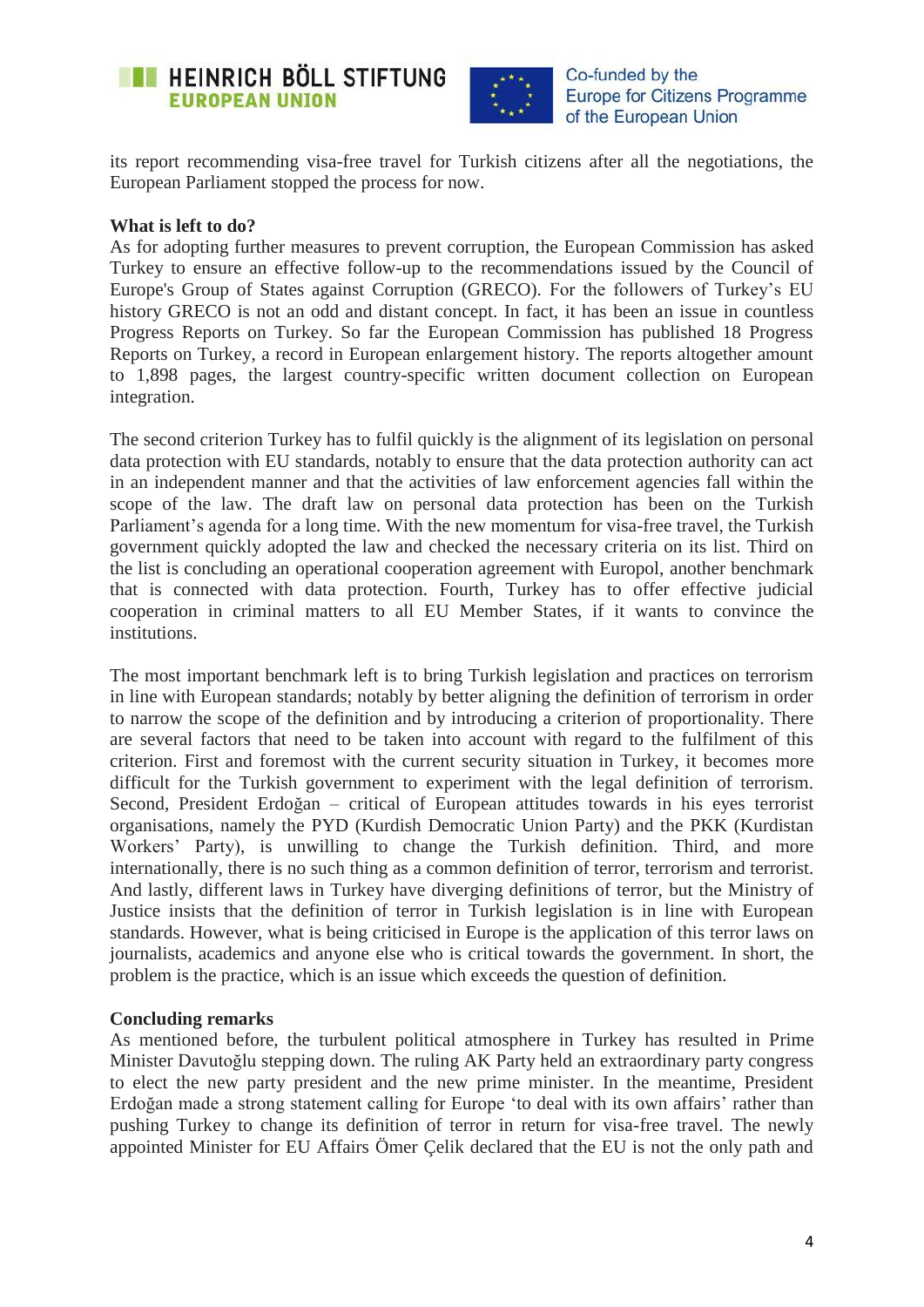its report recommending visa-free travel for Turkish citizens after all the negotiations, the European Parliament stopped the process for now.

**What is left to do?**

As for adopting further measures to prevent corruption, the European Commission has asked Turkey to ensure an effective follow-up to the recommendations issued by the Council of Europe's Group of States against Corruption (GRECO). For the followers of Turkey's EU history GRECO is not an odd and distant concept. In fact, it has been an issue in countless Progress Reports on Turkey. So far the European Commission has published 18 Progress Reports on Turkey, a record in European enlargement history. The reports altogether amount to 1,898 pages, the largest country-specific written document collection on European integration.

The second criterion Turkey has to fulfil quickly is the alignment of its legislation on personal data protection with EU standards, notably to ensure that the data protection authority can act in an independent manner and that the activities of law enforcement agencies fall within the scope of the law. The draft law on personal data protection has been on the Turkish Parliament's agenda for a long time. With the new momentum for visa-free travel, the Turkish government quickly adopted the law and checked the necessary criteria on its list. Third on the list is concluding an operational cooperation agreement with Europol, another benchmark that is connected with data protection. Fourth, Turkey has to offer effective judicial cooperation in criminal matters to all EU Member States, if it wants to convince the institutions.

The most important benchmark left is to bring Turkish legislation and practices on terrorism in line with European standards; notably by better aligning the definition of terrorism in order to narrow the scope of the definition and by introducing a criterion of proportionality. There are several factors that need to be taken into account with regard to the fulfilment of this criterion. First and foremost with the current security situation in Turkey, it becomes more difficult for the Turkish government to experiment with the legal definition of terrorism. Second, President Erdoğan – critical of European attitudes towards in his eyes terrorist organisations, namely the PYD (Kurdish Democratic Union Party) and the PKK (Kurdistan Workers' Party), is unwilling to change the Turkish definition. Third, and more internationally, there is no such thing as a common definition of terror, terrorism and terrorist. And lastly, different laws in Turkey have diverging definitions of terror, but the Ministry of Justice insists that the definition of terror in Turkish legislation is in line with European standards. However, what is being criticised in Europe is the application of this terror laws on journalists, academics and anyone else who is critical towards the government. In short, the problem is the practice, which is an issue which exceeds the question of definition.

**Concluding remarks**

As mentioned before, the turbulent political atmosphere in Turkey has resulted in Prime Minister Davutoğlu stepping down. The ruling AK Party held an extraordinary party congress to elect the new party president and the new prime minister. In the meantime, President Erdoğan made a strong statement calling for Europe 'to deal with its own affairs' rather than pushing Turkey to change its definition of terror in return for visa-free travel. The newly appointed Minister for EU Affairs Ömer Çelik declared that the EU is not the only path and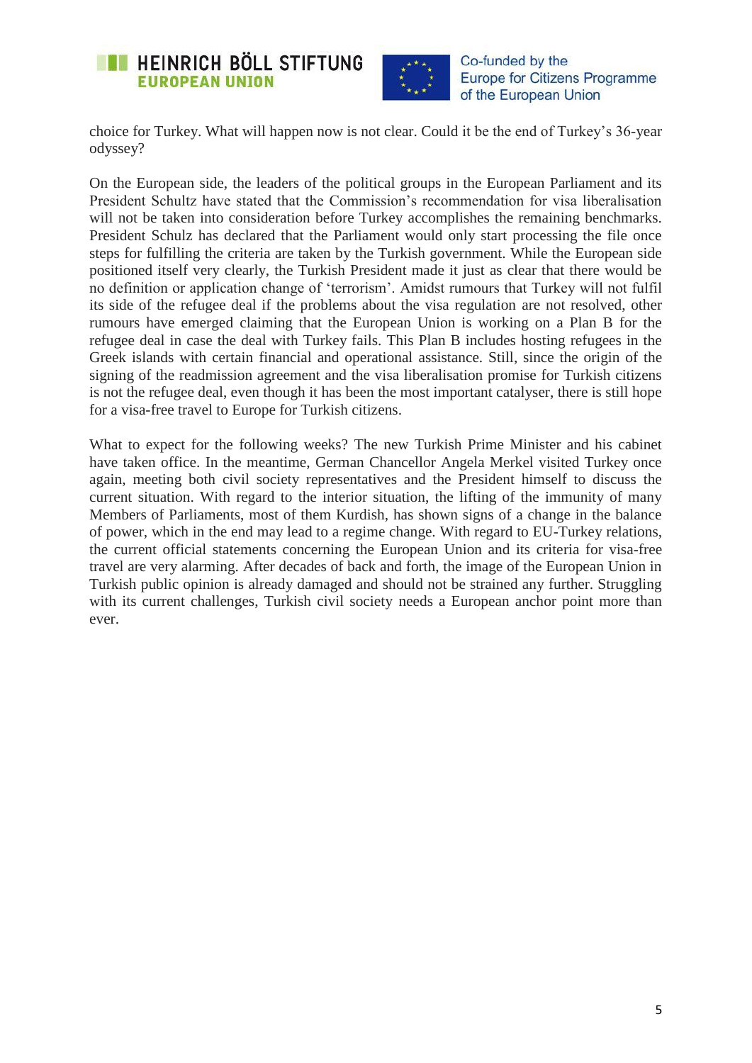choice for Turkey. What will happen now is not clear. Could it be the end of Turkey's 36-year odyssey?

On the European side, the leaders of the political groups in the European Parliament and its President Schultz have stated that the Commission's recommendation for visa liberalisation will not be taken into consideration before Turkey accomplishes the remaining benchmarks. President Schulz has declared that the Parliament would only start processing the file once steps for fulfilling the criteria are taken by the Turkish government. While the European side positioned itself very clearly, the Turkish President made it just as clear that there would be no definition or application change of 'terrorism'. Amidst rumours that Turkey will not fulfil its side of the refugee deal if the problems about the visa regulation are not resolved, other rumours have emerged claiming that the European Union is working on a Plan B for the refugee deal in case the deal with Turkey fails. This Plan B includes hosting refugees in the Greek islands with certain financial and operational assistance. Still, since the origin of the signing of the readmission agreement and the visa liberalisation promise for Turkish citizens is not the refugee deal, even though it has been the most important catalyser, there is still hope for a visa-free travel to Europe for Turkish citizens.

What to expect for the following weeks? The new Turkish Prime Minister and his cabinet have taken office. In the meantime, German Chancellor Angela Merkel visited Turkey once again, meeting both civil society representatives and the President himself to discuss the current situation. With regard to the interior situation, the lifting of the immunity of many Members of Parliaments, most of them Kurdish, has shown signs of a change in the balance of power, which in the end may lead to a regime change. With regard to EU-Turkey relations, the current official statements concerning the European Union and its criteria for visa-free travel are very alarming. After decades of back and forth, the image of the European Union in Turkish public opinion is already damaged and should not be strained any further. Struggling with its current challenges, Turkish civil society needs a European anchor point more than ever.